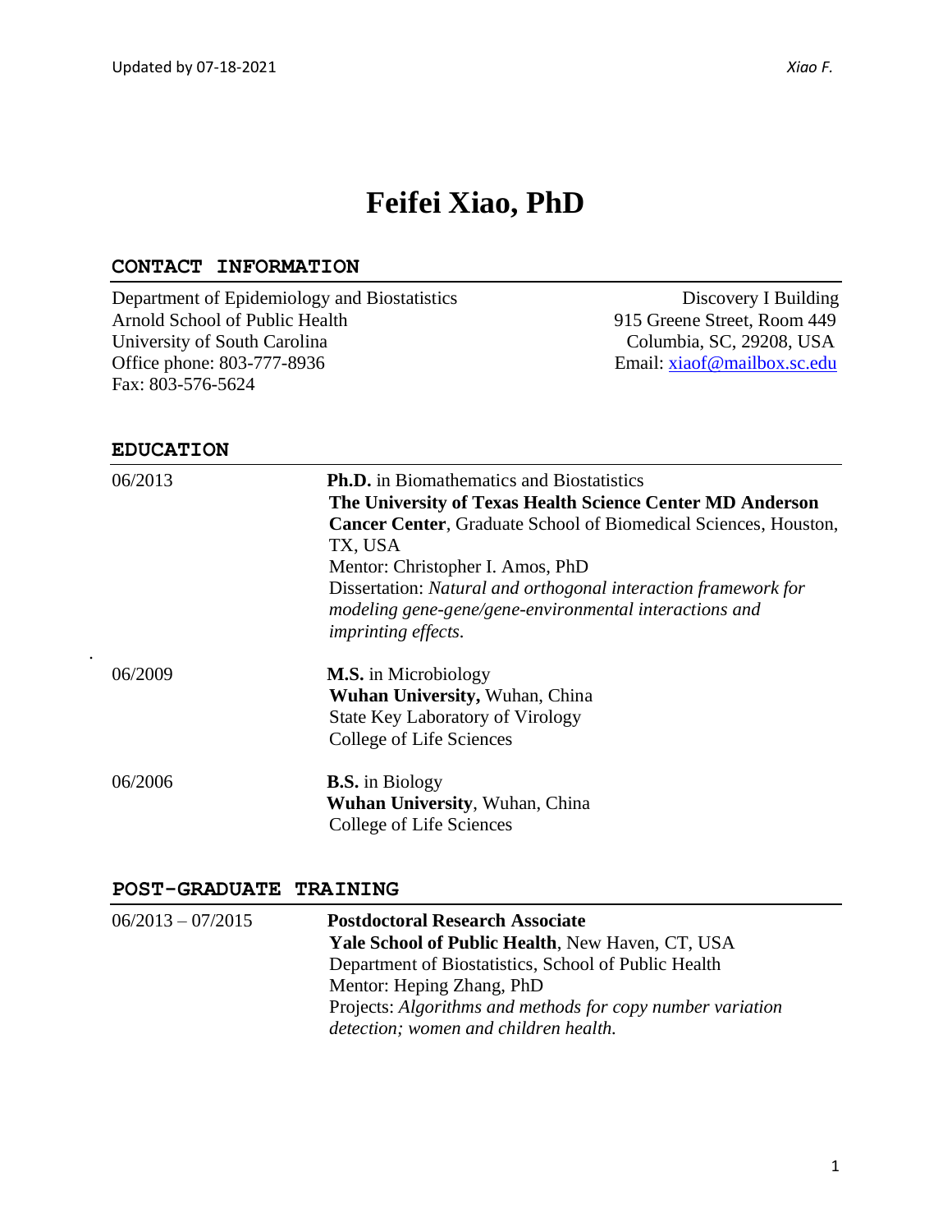# Feifei Xiao, PhD

## CONTACT INFORMATION

Department of Epidemiology and Biostatistics
Arnold School of Public Health
University of South Carolina
Office phone: 803-777-8936
Fax: 803-576-5624

Discovery I Building
915 Greene Street, Room 449
Columbia, SC, 29208, USA
Email: xiaof@mailbox.sc.edu

## EDUCATION

06/2013 — **Ph.D.** in Biomathematics and Biostatistics
**The University of Texas Health Science Center MD Anderson Cancer Center**, Graduate School of Biomedical Sciences, Houston, TX, USA
Mentor: Christopher I. Amos, PhD
Dissertation: *Natural and orthogonal interaction framework for modeling gene-gene/gene-environmental interactions and imprinting effects.*

06/2009 — **M.S.** in Microbiology
**Wuhan University,** Wuhan, China
State Key Laboratory of Virology
College of Life Sciences

06/2006 — **B.S.** in Biology
**Wuhan University**, Wuhan, China
College of Life Sciences

## POST-GRADUATE TRAINING

06/2013 – 07/2015 — **Postdoctoral Research Associate**
**Yale School of Public Health**, New Haven, CT, USA
Department of Biostatistics, School of Public Health
Mentor: Heping Zhang, PhD
Projects: *Algorithms and methods for copy number variation detection; women and children health.*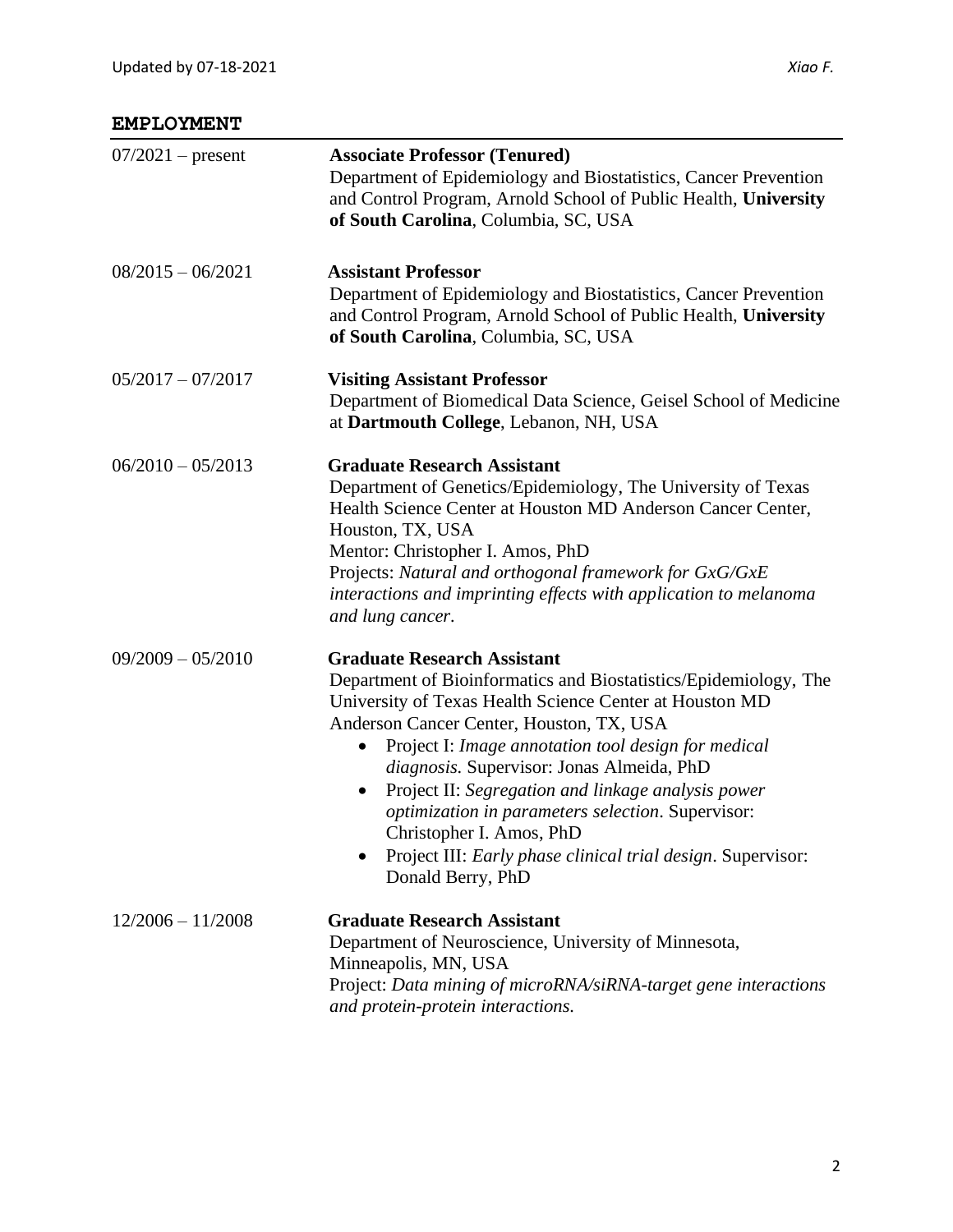## EMPLOYMENT

07/2021 – present
**Associate Professor (Tenured)**
Department of Epidemiology and Biostatistics, Cancer Prevention and Control Program, Arnold School of Public Health, **University of South Carolina**, Columbia, SC, USA

08/2015 – 06/2021
**Assistant Professor**
Department of Epidemiology and Biostatistics, Cancer Prevention and Control Program, Arnold School of Public Health, **University of South Carolina**, Columbia, SC, USA

05/2017 – 07/2017
**Visiting Assistant Professor**
Department of Biomedical Data Science, Geisel School of Medicine at **Dartmouth College**, Lebanon, NH, USA

06/2010 – 05/2013
**Graduate Research Assistant**
Department of Genetics/Epidemiology, The University of Texas Health Science Center at Houston MD Anderson Cancer Center, Houston, TX, USA
Mentor: Christopher I. Amos, PhD
Projects: *Natural and orthogonal framework for GxG/GxE interactions and imprinting effects with application to melanoma and lung cancer.*

09/2009 – 05/2010
**Graduate Research Assistant**
Department of Bioinformatics and Biostatistics/Epidemiology, The University of Texas Health Science Center at Houston MD Anderson Cancer Center, Houston, TX, USA

- Project I: *Image annotation tool design for medical diagnosis.* Supervisor: Jonas Almeida, PhD
- Project II: *Segregation and linkage analysis power optimization in parameters selection*. Supervisor: Christopher I. Amos, PhD
- Project III: *Early phase clinical trial design*. Supervisor: Donald Berry, PhD

12/2006 – 11/2008
**Graduate Research Assistant**
Department of Neuroscience, University of Minnesota, Minneapolis, MN, USA
Project: *Data mining of microRNA/siRNA-target gene interactions and protein-protein interactions.*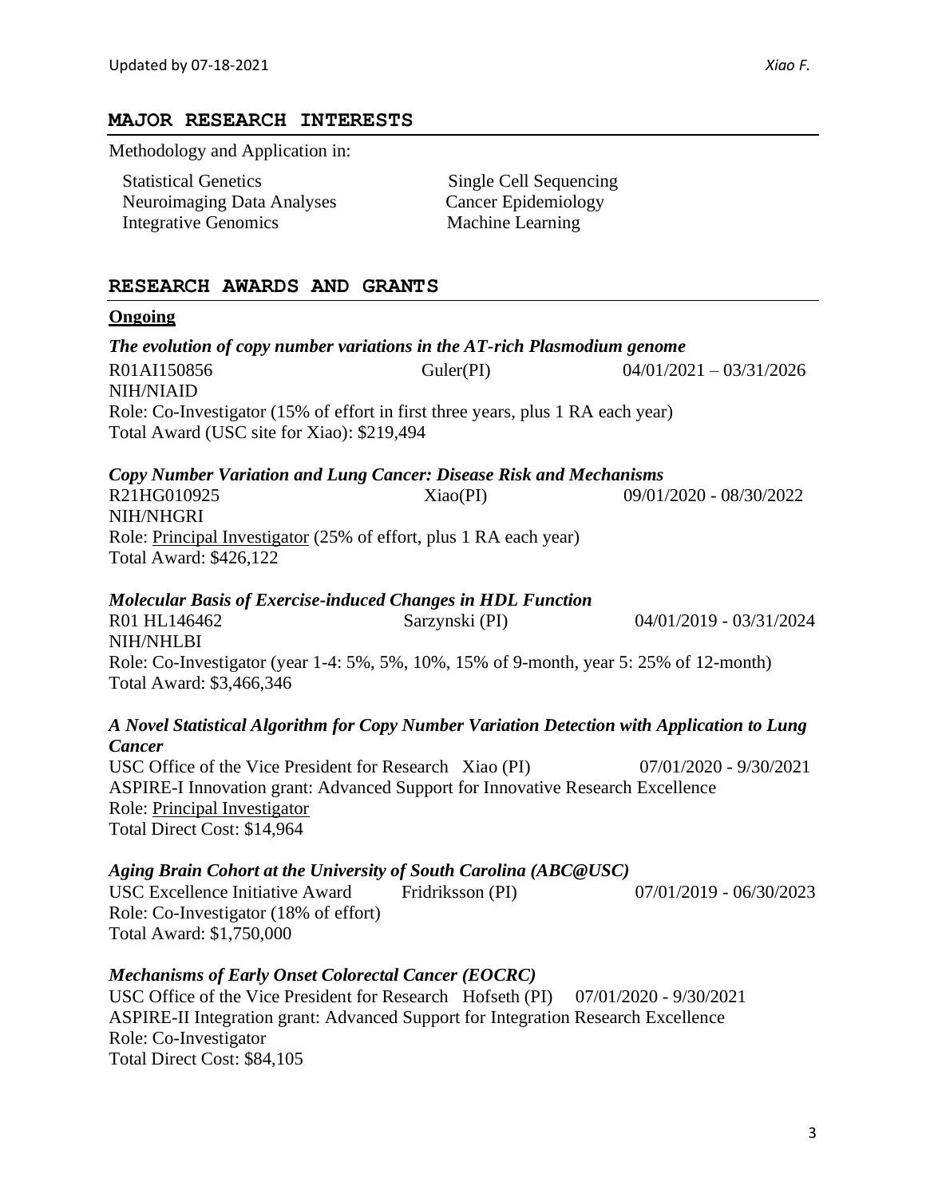## MAJOR RESEARCH INTERESTS

Methodology and Application in:

Statistical Genetics
Neuroimaging Data Analyses
Integrative Genomics
Single Cell Sequencing
Cancer Epidemiology
Machine Learning

## RESEARCH AWARDS AND GRANTS

### Ongoing

***The evolution of copy number variations in the AT-rich Plasmodium genome***
R01AI150856 Guler(PI) 04/01/2021 – 03/31/2026
NIH/NIAID
Role: Co-Investigator (15% of effort in first three years, plus 1 RA each year)
Total Award (USC site for Xiao): $219,494

***Copy Number Variation and Lung Cancer: Disease Risk and Mechanisms***
R21HG010925 Xiao(PI) 09/01/2020 - 08/30/2022
NIH/NHGRI
Role: Principal Investigator (25% of effort, plus 1 RA each year)
Total Award: $426,122

***Molecular Basis of Exercise-induced Changes in HDL Function***
R01 HL146462 Sarzynski (PI) 04/01/2019 - 03/31/2024
NIH/NHLBI
Role: Co-Investigator (year 1-4: 5%, 5%, 10%, 15% of 9-month, year 5: 25% of 12-month)
Total Award: $3,466,346

***A Novel Statistical Algorithm for Copy Number Variation Detection with Application to Lung Cancer***
USC Office of the Vice President for Research Xiao (PI) 07/01/2020 - 9/30/2021
ASPIRE-I Innovation grant: Advanced Support for Innovative Research Excellence
Role: Principal Investigator
Total Direct Cost: $14,964

***Aging Brain Cohort at the University of South Carolina (ABC@USC)***
USC Excellence Initiative Award Fridriksson (PI) 07/01/2019 - 06/30/2023
Role: Co-Investigator (18% of effort)
Total Award: $1,750,000

***Mechanisms of Early Onset Colorectal Cancer (EOCRC)***
USC Office of the Vice President for Research Hofseth (PI) 07/01/2020 - 9/30/2021
ASPIRE-II Integration grant: Advanced Support for Integration Research Excellence
Role: Co-Investigator
Total Direct Cost: $84,105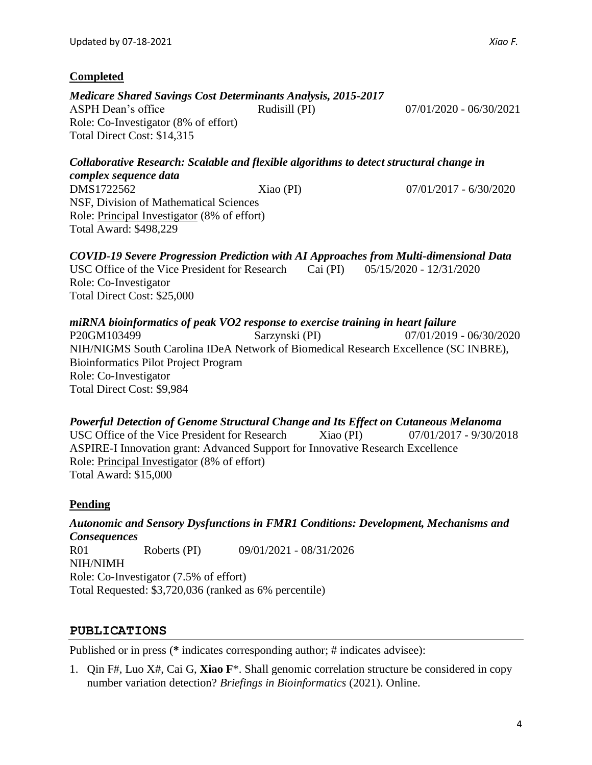### Completed

***Medicare Shared Savings Cost Determinants Analysis, 2015-2017***
ASPH Dean's office  Rudisill (PI)  07/01/2020 - 06/30/2021
Role: Co-Investigator (8% of effort)
Total Direct Cost: $14,315

***Collaborative Research: Scalable and flexible algorithms to detect structural change in complex sequence data***
DMS1722562  Xiao (PI)  07/01/2017 - 6/30/2020
NSF, Division of Mathematical Sciences
Role: Principal Investigator (8% of effort)
Total Award: $498,229

***COVID-19 Severe Progression Prediction with AI Approaches from Multi-dimensional Data***
USC Office of the Vice President for Research  Cai (PI)  05/15/2020 - 12/31/2020
Role: Co-Investigator
Total Direct Cost: $25,000

***miRNA bioinformatics of peak VO2 response to exercise training in heart failure***
P20GM103499  Sarzynski (PI)  07/01/2019 - 06/30/2020
NIH/NIGMS South Carolina IDeA Network of Biomedical Research Excellence (SC INBRE), Bioinformatics Pilot Project Program
Role: Co-Investigator
Total Direct Cost: $9,984

***Powerful Detection of Genome Structural Change and Its Effect on Cutaneous Melanoma***
USC Office of the Vice President for Research  Xiao (PI)  07/01/2017 - 9/30/2018
ASPIRE-I Innovation grant: Advanced Support for Innovative Research Excellence
Role: Principal Investigator (8% of effort)
Total Award: $15,000

### Pending

***Autonomic and Sensory Dysfunctions in FMR1 Conditions: Development, Mechanisms and Consequences***
R01  Roberts (PI)  09/01/2021 - 08/31/2026
NIH/NIMH
Role: Co-Investigator (7.5% of effort)
Total Requested: $3,720,036 (ranked as 6% percentile)

## PUBLICATIONS

Published or in press (**\*** indicates corresponding author; # indicates advisee):

1. Qin F#, Luo X#, Cai G, **Xiao F**\*. Shall genomic correlation structure be considered in copy number variation detection? *Briefings in Bioinformatics* (2021). Online.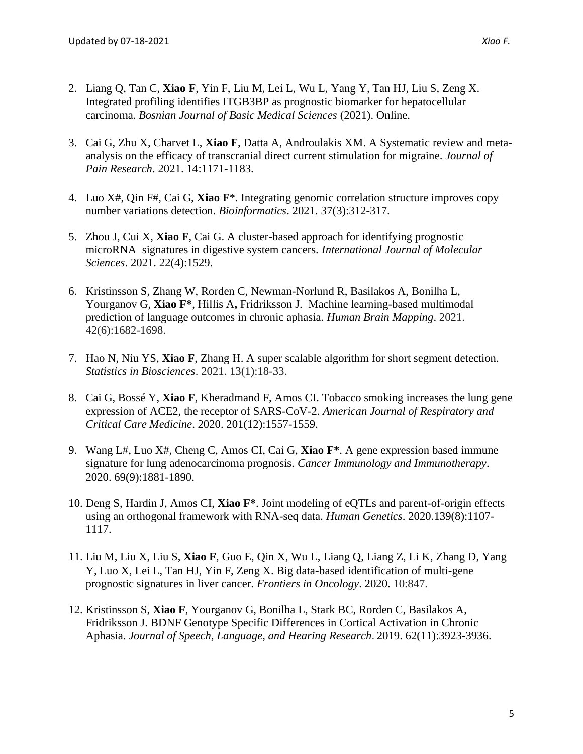2. Liang Q, Tan C, **Xiao F**, Yin F, Liu M, Lei L, Wu L, Yang Y, Tan HJ, Liu S, Zeng X. Integrated profiling identifies ITGB3BP as prognostic biomarker for hepatocellular carcinoma. *Bosnian Journal of Basic Medical Sciences* (2021). Online.

3. Cai G, Zhu X, Charvet L, **Xiao F**, Datta A, Androulakis XM. A Systematic review and meta-analysis on the efficacy of transcranial direct current stimulation for migraine. *Journal of Pain Research*. 2021. 14:1171-1183.

4. Luo X#, Qin F#, Cai G, **Xiao F***. Integrating genomic correlation structure improves copy number variations detection. *Bioinformatics*. 2021. 37(3):312-317.

5. Zhou J, Cui X, **Xiao F**, Cai G. A cluster-based approach for identifying prognostic microRNA signatures in digestive system cancers. *International Journal of Molecular Sciences*. 2021. 22(4):1529.

6. Kristinsson S, Zhang W, Rorden C, Newman-Norlund R, Basilakos A, Bonilha L, Yourganov G, **Xiao F***, Hillis A**,** Fridriksson J. Machine learning-based multimodal prediction of language outcomes in chronic aphasia. *Human Brain Mapping*. 2021. 42(6):1682-1698.

7. Hao N, Niu YS, **Xiao F**, Zhang H. A super scalable algorithm for short segment detection. *Statistics in Biosciences*. 2021. 13(1):18-33.

8. Cai G, Bossé Y, **Xiao F**, Kheradmand F, Amos CI. Tobacco smoking increases the lung gene expression of ACE2, the receptor of SARS-CoV-2. *American Journal of Respiratory and Critical Care Medicine*. 2020. 201(12):1557-1559.

9. Wang L#, Luo X#, Cheng C, Amos CI, Cai G, **Xiao F***. A gene expression based immune signature for lung adenocarcinoma prognosis. *Cancer Immunology and Immunotherapy*. 2020. 69(9):1881-1890.

10. Deng S, Hardin J, Amos CI, **Xiao F***. Joint modeling of eQTLs and parent-of-origin effects using an orthogonal framework with RNA-seq data. *Human Genetics*. 2020.139(8):1107-1117.

11. Liu M, Liu X, Liu S, **Xiao F**, Guo E, Qin X, Wu L, Liang Q, Liang Z, Li K, Zhang D, Yang Y, Luo X, Lei L, Tan HJ, Yin F, Zeng X. Big data-based identification of multi-gene prognostic signatures in liver cancer. *Frontiers in Oncology*. 2020. 10:847.

12. Kristinsson S, **Xiao F**, Yourganov G, Bonilha L, Stark BC, Rorden C, Basilakos A, Fridriksson J. BDNF Genotype Specific Differences in Cortical Activation in Chronic Aphasia. *Journal of Speech, Language, and Hearing Research*. 2019. 62(11):3923-3936.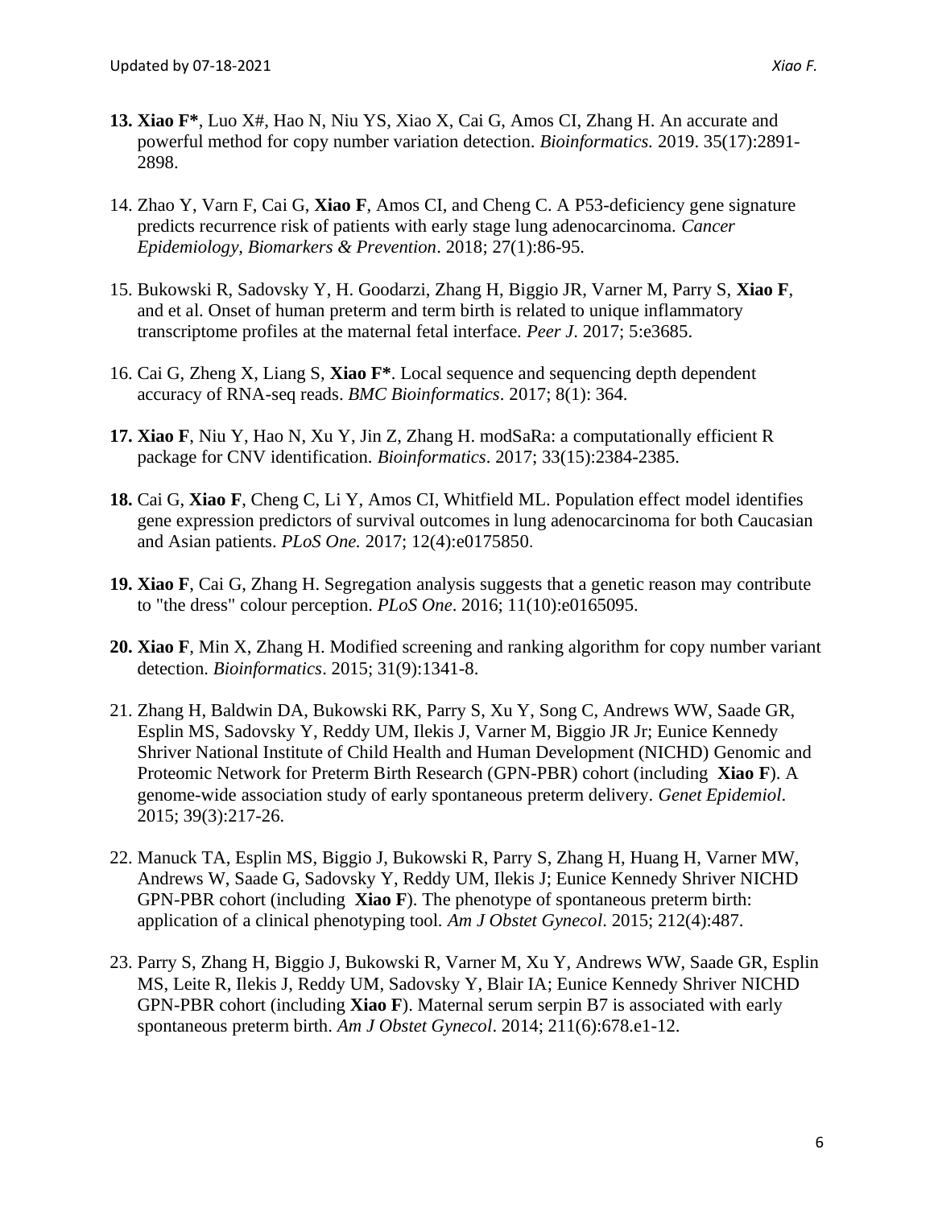**13. Xiao F***, Luo X#, Hao N, Niu YS, Xiao X, Cai G, Amos CI, Zhang H. An accurate and powerful method for copy number variation detection. *Bioinformatics.* 2019. 35(17):2891-2898.

14. Zhao Y, Varn F, Cai G, **Xiao F**, Amos CI, and Cheng C. A P53-deficiency gene signature predicts recurrence risk of patients with early stage lung adenocarcinoma. *Cancer Epidemiology, Biomarkers & Prevention*. 2018; 27(1):86-95.

15. Bukowski R, Sadovsky Y, H. Goodarzi, Zhang H, Biggio JR, Varner M, Parry S, **Xiao F**, and et al. Onset of human preterm and term birth is related to unique inflammatory transcriptome profiles at the maternal fetal interface. *Peer J*. 2017; 5:e3685.

16. Cai G, Zheng X, Liang S, **Xiao F***. Local sequence and sequencing depth dependent accuracy of RNA-seq reads. *BMC Bioinformatics*. 2017; 8(1): 364.

**17. Xiao F**, Niu Y, Hao N, Xu Y, Jin Z, Zhang H. modSaRa: a computationally efficient R package for CNV identification. *Bioinformatics*. 2017; 33(15):2384-2385.

**18.** Cai G, **Xiao F**, Cheng C, Li Y, Amos CI, Whitfield ML. Population effect model identifies gene expression predictors of survival outcomes in lung adenocarcinoma for both Caucasian and Asian patients. *PLoS One.* 2017; 12(4):e0175850.

**19. Xiao F**, Cai G, Zhang H. Segregation analysis suggests that a genetic reason may contribute to "the dress" colour perception. *PLoS One*. 2016; 11(10):e0165095.

**20. Xiao F**, Min X, Zhang H. Modified screening and ranking algorithm for copy number variant detection. *Bioinformatics*. 2015; 31(9):1341-8.

21. Zhang H, Baldwin DA, Bukowski RK, Parry S, Xu Y, Song C, Andrews WW, Saade GR, Esplin MS, Sadovsky Y, Reddy UM, Ilekis J, Varner M, Biggio JR Jr; Eunice Kennedy Shriver National Institute of Child Health and Human Development (NICHD) Genomic and Proteomic Network for Preterm Birth Research (GPN-PBR) cohort (including **Xiao F**). A genome-wide association study of early spontaneous preterm delivery. *Genet Epidemiol.* 2015; 39(3):217-26.

22. Manuck TA, Esplin MS, Biggio J, Bukowski R, Parry S, Zhang H, Huang H, Varner MW, Andrews W, Saade G, Sadovsky Y, Reddy UM, Ilekis J; Eunice Kennedy Shriver NICHD GPN-PBR cohort (including **Xiao F**). The phenotype of spontaneous preterm birth: application of a clinical phenotyping tool. *Am J Obstet Gynecol*. 2015; 212(4):487.

23. Parry S, Zhang H, Biggio J, Bukowski R, Varner M, Xu Y, Andrews WW, Saade GR, Esplin MS, Leite R, Ilekis J, Reddy UM, Sadovsky Y, Blair IA; Eunice Kennedy Shriver NICHD GPN-PBR cohort (including **Xiao F**). Maternal serum serpin B7 is associated with early spontaneous preterm birth. *Am J Obstet Gynecol*. 2014; 211(6):678.e1-12.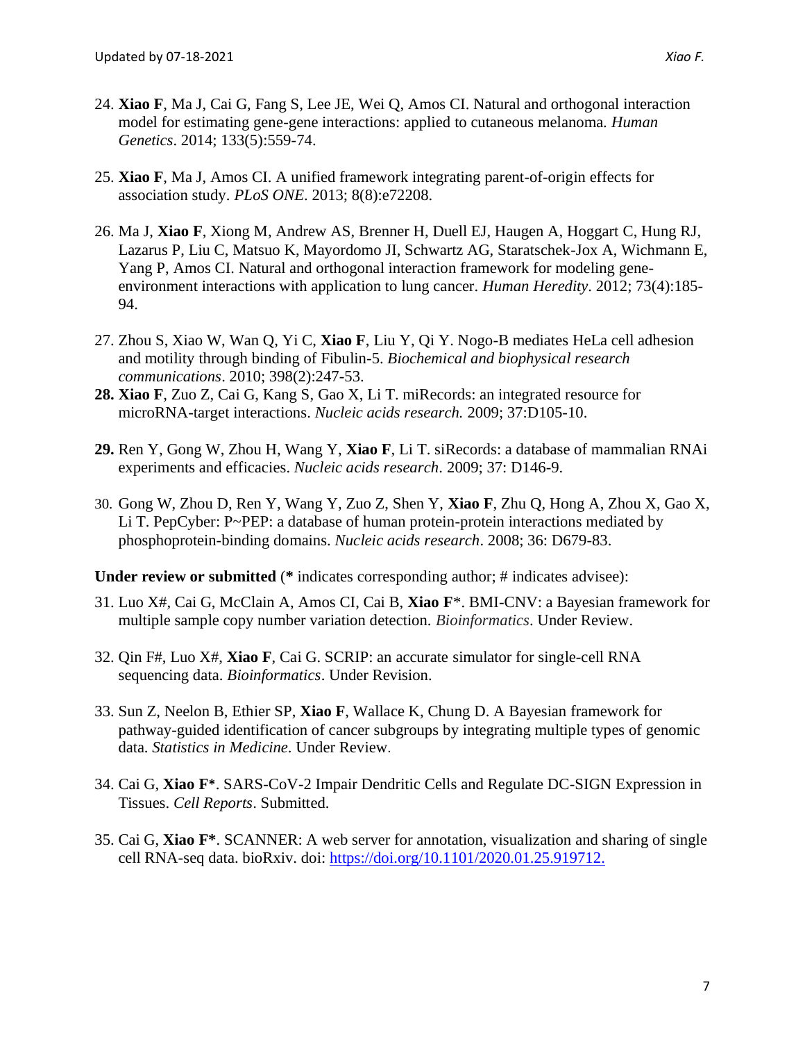24. **Xiao F**, Ma J, Cai G, Fang S, Lee JE, Wei Q, Amos CI. Natural and orthogonal interaction model for estimating gene-gene interactions: applied to cutaneous melanoma. *Human Genetics*. 2014; 133(5):559-74.

25. **Xiao F**, Ma J, Amos CI. A unified framework integrating parent-of-origin effects for association study. *PLoS ONE*. 2013; 8(8):e72208.

26. Ma J, **Xiao F**, Xiong M, Andrew AS, Brenner H, Duell EJ, Haugen A, Hoggart C, Hung RJ, Lazarus P, Liu C, Matsuo K, Mayordomo JI, Schwartz AG, Staratschek-Jox A, Wichmann E, Yang P, Amos CI. Natural and orthogonal interaction framework for modeling gene-environment interactions with application to lung cancer. *Human Heredity*. 2012; 73(4):185-94.

27. Zhou S, Xiao W, Wan Q, Yi C, **Xiao F**, Liu Y, Qi Y. Nogo-B mediates HeLa cell adhesion and motility through binding of Fibulin-5. *Biochemical and biophysical research communications*. 2010; 398(2):247-53.

28. **Xiao F**, Zuo Z, Cai G, Kang S, Gao X, Li T. miRecords: an integrated resource for microRNA-target interactions. *Nucleic acids research.* 2009; 37:D105-10.

29. Ren Y, Gong W, Zhou H, Wang Y, **Xiao F**, Li T. siRecords: a database of mammalian RNAi experiments and efficacies. *Nucleic acids research*. 2009; 37: D146-9.

30. Gong W, Zhou D, Ren Y, Wang Y, Zuo Z, Shen Y, **Xiao F**, Zhu Q, Hong A, Zhou X, Gao X, Li T. PepCyber: P~PEP: a database of human protein-protein interactions mediated by phosphoprotein-binding domains. *Nucleic acids research*. 2008; 36: D679-83.

**Under review or submitted** (**\*** indicates corresponding author; # indicates advisee):

31. Luo X#, Cai G, McClain A, Amos CI, Cai B, **Xiao F**\*. BMI-CNV: a Bayesian framework for multiple sample copy number variation detection. *Bioinformatics*. Under Review.

32. Qin F#, Luo X#, **Xiao F**, Cai G. SCRIP: an accurate simulator for single-cell RNA sequencing data. *Bioinformatics*. Under Revision.

33. Sun Z, Neelon B, Ethier SP, **Xiao F**, Wallace K, Chung D. A Bayesian framework for pathway-guided identification of cancer subgroups by integrating multiple types of genomic data. *Statistics in Medicine*. Under Review.

34. Cai G, **Xiao F\***. SARS-CoV-2 Impair Dendritic Cells and Regulate DC-SIGN Expression in Tissues. *Cell Reports*. Submitted.

35. Cai G, **Xiao F\***. SCANNER: A web server for annotation, visualization and sharing of single cell RNA-seq data. bioRxiv. doi: https://doi.org/10.1101/2020.01.25.919712.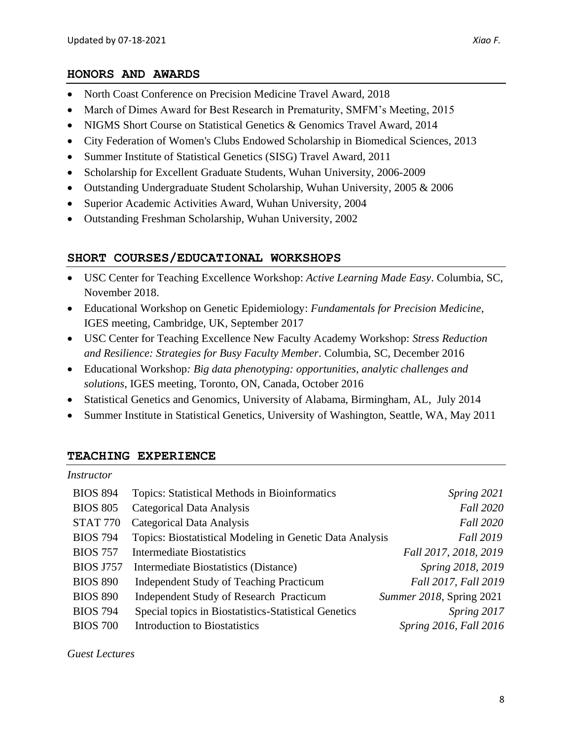## HONORS AND AWARDS

- North Coast Conference on Precision Medicine Travel Award, 2018
- March of Dimes Award for Best Research in Prematurity, SMFM's Meeting, 2015
- NIGMS Short Course on Statistical Genetics & Genomics Travel Award, 2014
- City Federation of Women's Clubs Endowed Scholarship in Biomedical Sciences, 2013
- Summer Institute of Statistical Genetics (SISG) Travel Award, 2011
- Scholarship for Excellent Graduate Students, Wuhan University, 2006-2009
- Outstanding Undergraduate Student Scholarship, Wuhan University, 2005 & 2006
- Superior Academic Activities Award, Wuhan University, 2004
- Outstanding Freshman Scholarship, Wuhan University, 2002

## SHORT COURSES/EDUCATIONAL WORKSHOPS

- USC Center for Teaching Excellence Workshop: *Active Learning Made Easy*. Columbia, SC, November 2018.
- Educational Workshop on Genetic Epidemiology: *Fundamentals for Precision Medicine*, IGES meeting, Cambridge, UK, September 2017
- USC Center for Teaching Excellence New Faculty Academy Workshop: *Stress Reduction and Resilience: Strategies for Busy Faculty Member*. Columbia, SC, December 2016
- Educational Workshop*: Big data phenotyping: opportunities, analytic challenges and solutions*, IGES meeting, Toronto, ON, Canada, October 2016
- Statistical Genetics and Genomics, University of Alabama, Birmingham, AL, July 2014
- Summer Institute in Statistical Genetics, University of Washington, Seattle, WA, May 2011

## TEACHING EXPERIENCE

*Instructor*

| | | |
|---|---|---|
| BIOS 894 | Topics: Statistical Methods in Bioinformatics | *Spring 2021* |
| BIOS 805 | Categorical Data Analysis | *Fall 2020* |
| STAT 770 | Categorical Data Analysis | *Fall 2020* |
| BIOS 794 | Topics: Biostatistical Modeling in Genetic Data Analysis | *Fall 2019* |
| BIOS 757 | Intermediate Biostatistics | *Fall 2017, 2018, 2019* |
| BIOS J757 | Intermediate Biostatistics (Distance) | *Spring 2018, 2019* |
| BIOS 890 | Independent Study of Teaching Practicum | *Fall 2017, Fall 2019* |
| BIOS 890 | Independent Study of Research Practicum | *Summer 2018,* Spring 2021 |
| BIOS 794 | Special topics in Biostatistics-Statistical Genetics | *Spring 2017* |
| BIOS 700 | Introduction to Biostatistics | *Spring 2016, Fall 2016* |

*Guest Lectures*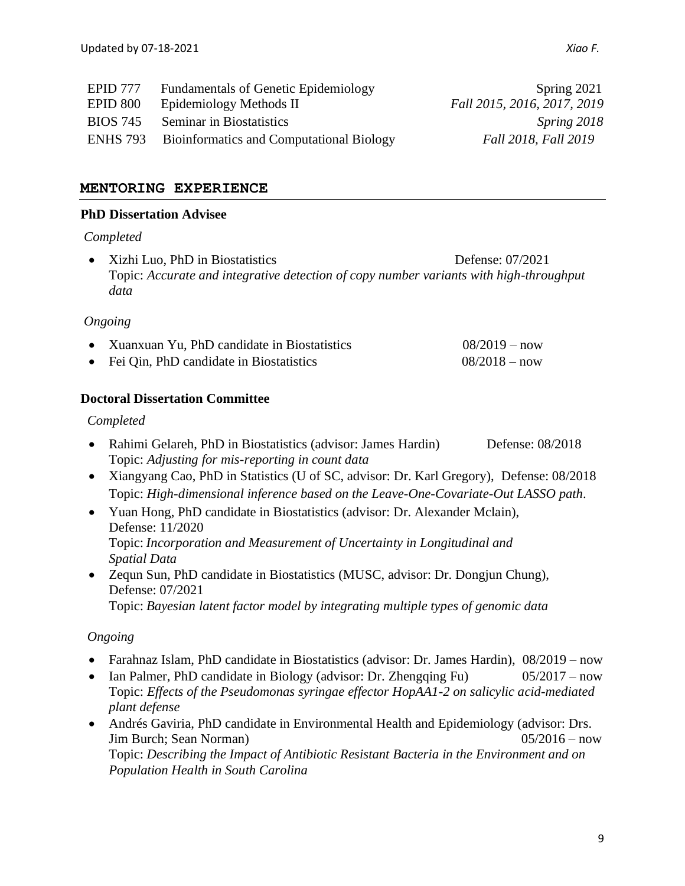| | | |
|---|---|---|
| EPID 777 | Fundamentals of Genetic Epidemiology | Spring 2021 |
| EPID 800 | Epidemiology Methods II | *Fall 2015, 2016, 2017, 2019* |
| BIOS 745 | Seminar in Biostatistics | *Spring 2018* |
| ENHS 793 | Bioinformatics and Computational Biology | *Fall 2018, Fall 2019* |

## MENTORING EXPERIENCE

### PhD Dissertation Advisee

*Completed*

- Xizhi Luo, PhD in Biostatistics Defense: 07/2021
  Topic: *Accurate and integrative detection of copy number variants with high-throughput data*

*Ongoing*

- Xuanxuan Yu, PhD candidate in Biostatistics 08/2019 – now
- Fei Qin, PhD candidate in Biostatistics 08/2018 – now

### Doctoral Dissertation Committee

*Completed*

- Rahimi Gelareh, PhD in Biostatistics (advisor: James Hardin) Defense: 08/2018
  Topic: *Adjusting for mis-reporting in count data*
- Xiangyang Cao, PhD in Statistics (U of SC, advisor: Dr. Karl Gregory), Defense: 08/2018
  Topic: *High-dimensional inference based on the Leave-One-Covariate-Out LASSO path*.
- Yuan Hong, PhD candidate in Biostatistics (advisor: Dr. Alexander Mclain), Defense: 11/2020
  Topic: *Incorporation and Measurement of Uncertainty in Longitudinal and Spatial Data*
- Zequn Sun, PhD candidate in Biostatistics (MUSC, advisor: Dr. Dongjun Chung), Defense: 07/2021
  Topic: *Bayesian latent factor model by integrating multiple types of genomic data*

*Ongoing*

- Farahnaz Islam, PhD candidate in Biostatistics (advisor: Dr. James Hardin), 08/2019 – now
- Ian Palmer, PhD candidate in Biology (advisor: Dr. Zhengqing Fu) 05/2017 – now
  Topic: *Effects of the Pseudomonas syringae effector HopAA1-2 on salicylic acid-mediated plant defense*
- Andrés Gaviria, PhD candidate in Environmental Health and Epidemiology (advisor: Drs. Jim Burch; Sean Norman) 05/2016 – now
  Topic: *Describing the Impact of Antibiotic Resistant Bacteria in the Environment and on Population Health in South Carolina*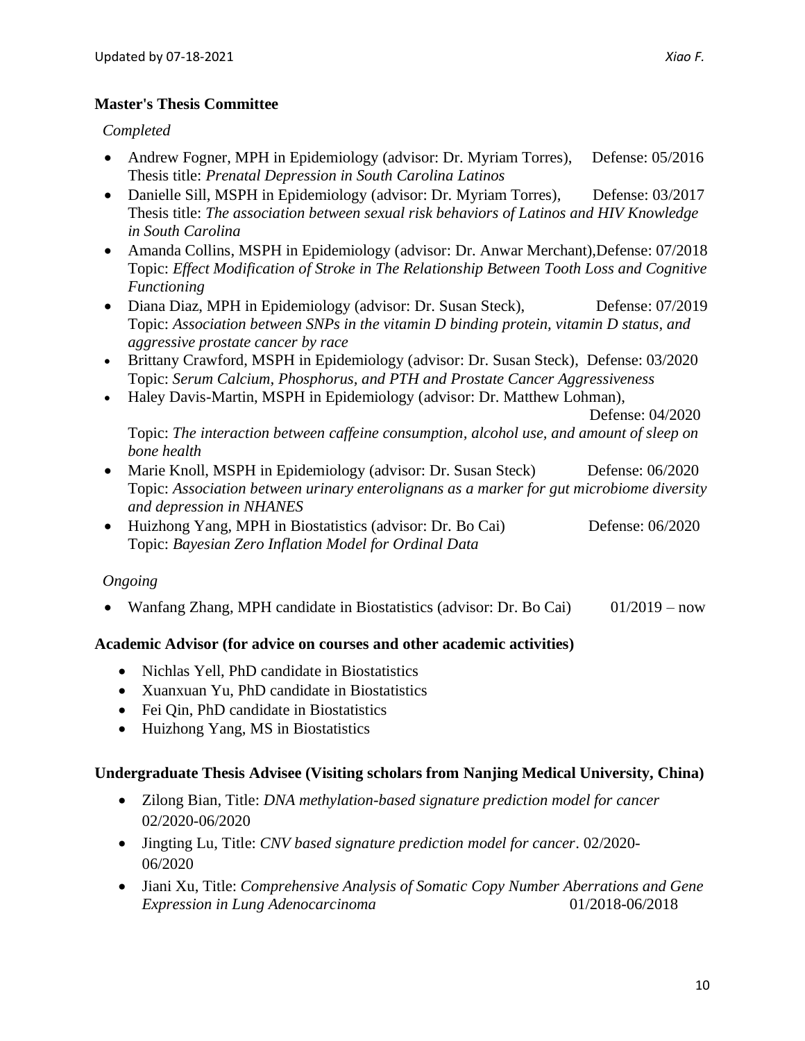**Master's Thesis Committee**

*Completed*

- Andrew Fogner, MPH in Epidemiology (advisor: Dr. Myriam Torres), Defense: 05/2016
  Thesis title: *Prenatal Depression in South Carolina Latinos*
- Danielle Sill, MSPH in Epidemiology (advisor: Dr. Myriam Torres), Defense: 03/2017
  Thesis title: *The association between sexual risk behaviors of Latinos and HIV Knowledge in South Carolina*
- Amanda Collins, MSPH in Epidemiology (advisor: Dr. Anwar Merchant),Defense: 07/2018
  Topic: *Effect Modification of Stroke in The Relationship Between Tooth Loss and Cognitive Functioning*
- Diana Diaz, MPH in Epidemiology (advisor: Dr. Susan Steck), Defense: 07/2019
  Topic: *Association between SNPs in the vitamin D binding protein, vitamin D status, and aggressive prostate cancer by race*
- Brittany Crawford, MSPH in Epidemiology (advisor: Dr. Susan Steck), Defense: 03/2020
  Topic: *Serum Calcium, Phosphorus, and PTH and Prostate Cancer Aggressiveness*
- Haley Davis-Martin, MSPH in Epidemiology (advisor: Dr. Matthew Lohman), Defense: 04/2020
  Topic: *The interaction between caffeine consumption, alcohol use, and amount of sleep on bone health*
- Marie Knoll, MSPH in Epidemiology (advisor: Dr. Susan Steck) Defense: 06/2020
  Topic: *Association between urinary enterolignans as a marker for gut microbiome diversity and depression in NHANES*
- Huizhong Yang, MPH in Biostatistics (advisor: Dr. Bo Cai) Defense: 06/2020
  Topic: *Bayesian Zero Inflation Model for Ordinal Data*

*Ongoing*

- Wanfang Zhang, MPH candidate in Biostatistics (advisor: Dr. Bo Cai) 01/2019 – now

**Academic Advisor (for advice on courses and other academic activities)**

- Nichlas Yell, PhD candidate in Biostatistics
- Xuanxuan Yu, PhD candidate in Biostatistics
- Fei Qin, PhD candidate in Biostatistics
- Huizhong Yang, MS in Biostatistics

**Undergraduate Thesis Advisee (Visiting scholars from Nanjing Medical University, China)**

- Zilong Bian, Title: *DNA methylation-based signature prediction model for cancer* 02/2020-06/2020
- Jingting Lu, Title: *CNV based signature prediction model for cancer*. 02/2020-06/2020
- Jiani Xu, Title: *Comprehensive Analysis of Somatic Copy Number Aberrations and Gene Expression in Lung Adenocarcinoma* 01/2018-06/2018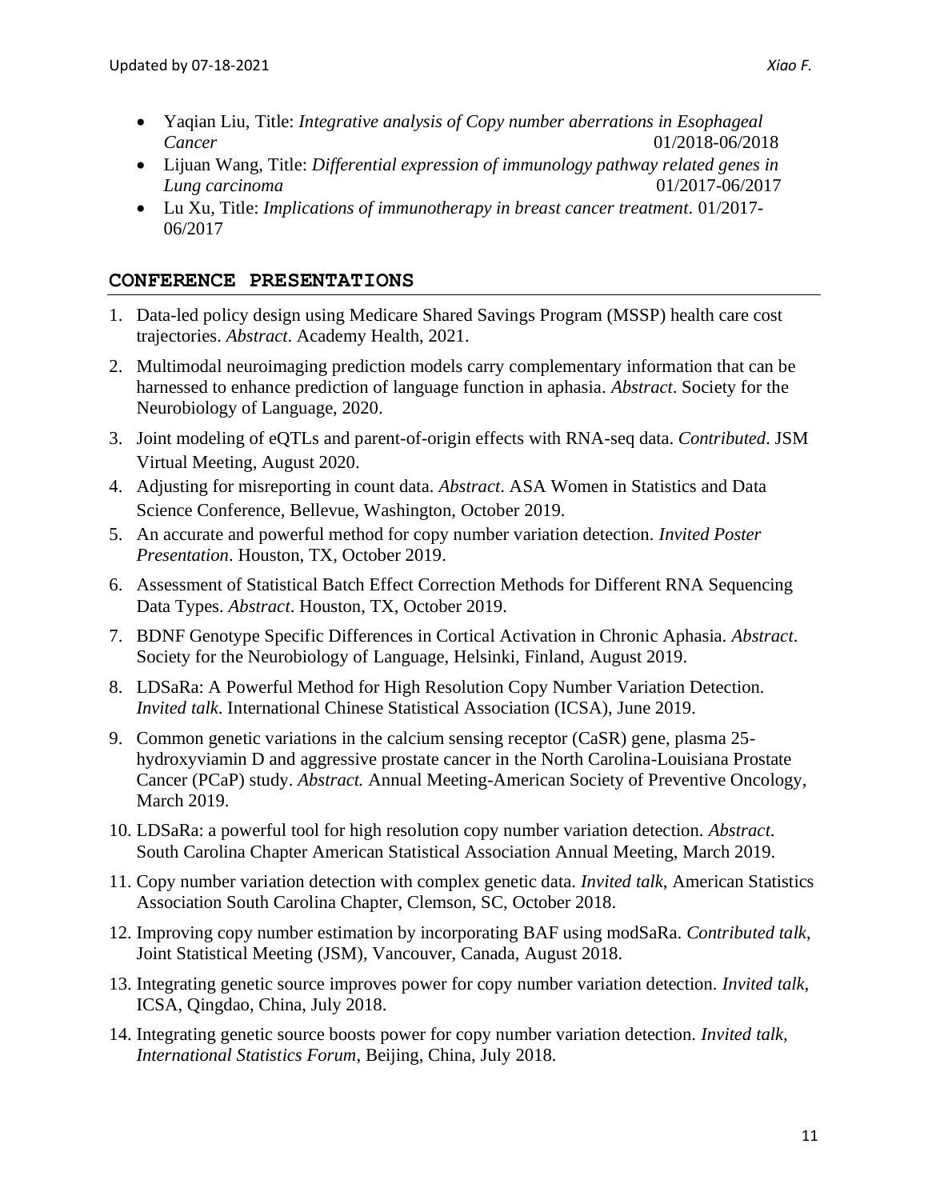- Yaqian Liu, Title: *Integrative analysis of Copy number aberrations in Esophageal Cancer* 01/2018-06/2018
- Lijuan Wang, Title: *Differential expression of immunology pathway related genes in Lung carcinoma* 01/2017-06/2017
- Lu Xu, Title: *Implications of immunotherapy in breast cancer treatment*. 01/2017-06/2017

## CONFERENCE PRESENTATIONS

1. Data-led policy design using Medicare Shared Savings Program (MSSP) health care cost trajectories. *Abstract*. Academy Health, 2021.
2. Multimodal neuroimaging prediction models carry complementary information that can be harnessed to enhance prediction of language function in aphasia. *Abstract*. Society for the Neurobiology of Language, 2020.
3. Joint modeling of eQTLs and parent-of-origin effects with RNA-seq data. *Contributed*. JSM Virtual Meeting, August 2020.
4. Adjusting for misreporting in count data. *Abstract*. ASA Women in Statistics and Data Science Conference, Bellevue, Washington, October 2019.
5. An accurate and powerful method for copy number variation detection. *Invited Poster Presentation*. Houston, TX, October 2019.
6. Assessment of Statistical Batch Effect Correction Methods for Different RNA Sequencing Data Types. *Abstract*. Houston, TX, October 2019.
7. BDNF Genotype Specific Differences in Cortical Activation in Chronic Aphasia. *Abstract*. Society for the Neurobiology of Language, Helsinki, Finland, August 2019.
8. LDSaRa: A Powerful Method for High Resolution Copy Number Variation Detection. *Invited talk*. International Chinese Statistical Association (ICSA), June 2019.
9. Common genetic variations in the calcium sensing receptor (CaSR) gene, plasma 25-hydroxyviamin D and aggressive prostate cancer in the North Carolina-Louisiana Prostate Cancer (PCaP) study. *Abstract.* Annual Meeting-American Society of Preventive Oncology, March 2019.
10. LDSaRa: a powerful tool for high resolution copy number variation detection. *Abstract*. South Carolina Chapter American Statistical Association Annual Meeting, March 2019.
11. Copy number variation detection with complex genetic data. *Invited talk*, American Statistics Association South Carolina Chapter, Clemson, SC, October 2018.
12. Improving copy number estimation by incorporating BAF using modSaRa. *Contributed talk*, Joint Statistical Meeting (JSM), Vancouver, Canada, August 2018.
13. Integrating genetic source improves power for copy number variation detection. *Invited talk*, ICSA, Qingdao, China, July 2018.
14. Integrating genetic source boosts power for copy number variation detection. *Invited talk*, *International Statistics Forum*, Beijing, China, July 2018.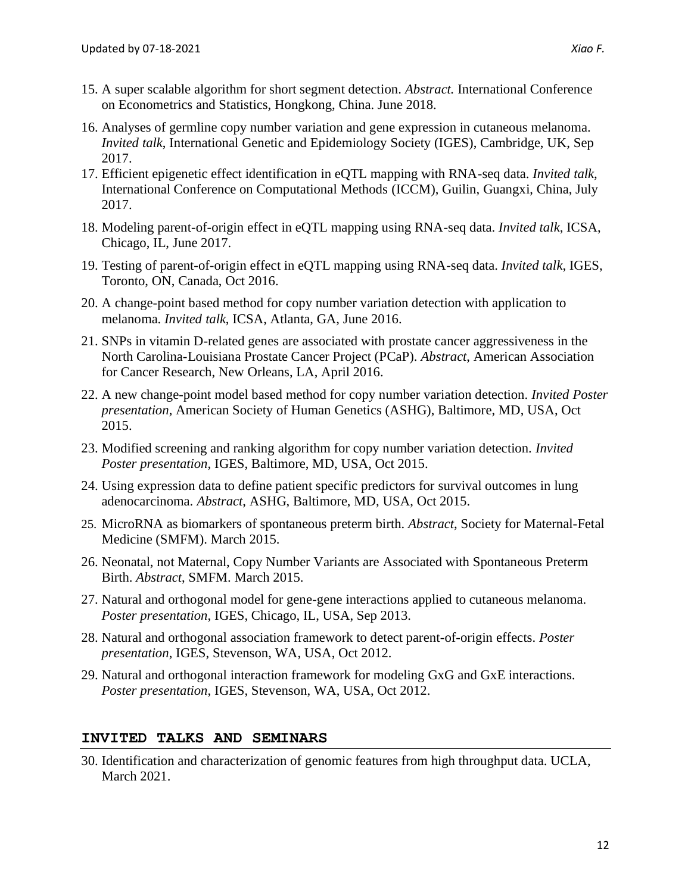15. A super scalable algorithm for short segment detection. *Abstract.* International Conference on Econometrics and Statistics, Hongkong, China. June 2018.

16. Analyses of germline copy number variation and gene expression in cutaneous melanoma. *Invited talk*, International Genetic and Epidemiology Society (IGES), Cambridge, UK, Sep 2017.

17. Efficient epigenetic effect identification in eQTL mapping with RNA-seq data. *Invited talk*, International Conference on Computational Methods (ICCM), Guilin, Guangxi, China, July 2017.

18. Modeling parent-of-origin effect in eQTL mapping using RNA-seq data. *Invited talk*, ICSA, Chicago, IL, June 2017.

19. Testing of parent-of-origin effect in eQTL mapping using RNA-seq data. *Invited talk*, IGES, Toronto, ON, Canada, Oct 2016.

20. A change-point based method for copy number variation detection with application to melanoma. *Invited talk*, ICSA, Atlanta, GA, June 2016.

21. SNPs in vitamin D-related genes are associated with prostate cancer aggressiveness in the North Carolina-Louisiana Prostate Cancer Project (PCaP). *Abstract*, American Association for Cancer Research, New Orleans, LA, April 2016.

22. A new change-point model based method for copy number variation detection. *Invited Poster presentation*, American Society of Human Genetics (ASHG), Baltimore, MD, USA, Oct 2015.

23. Modified screening and ranking algorithm for copy number variation detection. *Invited Poster presentation*, IGES, Baltimore, MD, USA, Oct 2015.

24. Using expression data to define patient specific predictors for survival outcomes in lung adenocarcinoma. *Abstract*, ASHG, Baltimore, MD, USA, Oct 2015.

25. MicroRNA as biomarkers of spontaneous preterm birth. *Abstract*, Society for Maternal-Fetal Medicine (SMFM). March 2015.

26. Neonatal, not Maternal, Copy Number Variants are Associated with Spontaneous Preterm Birth. *Abstract*, SMFM. March 2015.

27. Natural and orthogonal model for gene-gene interactions applied to cutaneous melanoma. *Poster presentation*, IGES, Chicago, IL, USA, Sep 2013.

28. Natural and orthogonal association framework to detect parent-of-origin effects. *Poster presentation*, IGES, Stevenson, WA, USA, Oct 2012.

29. Natural and orthogonal interaction framework for modeling GxG and GxE interactions. *Poster presentation*, IGES, Stevenson, WA, USA, Oct 2012.

## INVITED TALKS AND SEMINARS

30. Identification and characterization of genomic features from high throughput data. UCLA, March 2021.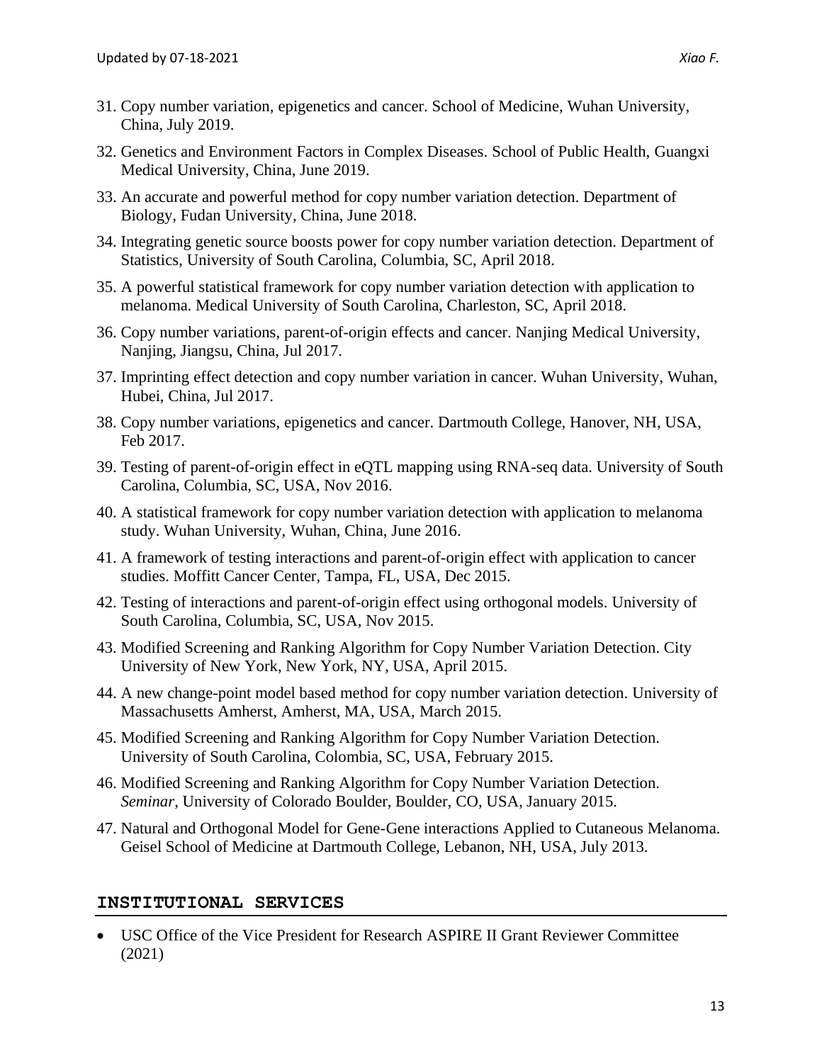31. Copy number variation, epigenetics and cancer. School of Medicine, Wuhan University, China, July 2019.
32. Genetics and Environment Factors in Complex Diseases. School of Public Health, Guangxi Medical University, China, June 2019.
33. An accurate and powerful method for copy number variation detection. Department of Biology, Fudan University, China, June 2018.
34. Integrating genetic source boosts power for copy number variation detection. Department of Statistics, University of South Carolina, Columbia, SC, April 2018.
35. A powerful statistical framework for copy number variation detection with application to melanoma. Medical University of South Carolina, Charleston, SC, April 2018.
36. Copy number variations, parent-of-origin effects and cancer. Nanjing Medical University, Nanjing, Jiangsu, China, Jul 2017.
37. Imprinting effect detection and copy number variation in cancer. Wuhan University, Wuhan, Hubei, China, Jul 2017.
38. Copy number variations, epigenetics and cancer. Dartmouth College, Hanover, NH, USA, Feb 2017.
39. Testing of parent-of-origin effect in eQTL mapping using RNA-seq data. University of South Carolina, Columbia, SC, USA, Nov 2016.
40. A statistical framework for copy number variation detection with application to melanoma study. Wuhan University, Wuhan, China, June 2016.
41. A framework of testing interactions and parent-of-origin effect with application to cancer studies. Moffitt Cancer Center, Tampa, FL, USA, Dec 2015.
42. Testing of interactions and parent-of-origin effect using orthogonal models. University of South Carolina, Columbia, SC, USA, Nov 2015.
43. Modified Screening and Ranking Algorithm for Copy Number Variation Detection. City University of New York, New York, NY, USA, April 2015.
44. A new change-point model based method for copy number variation detection. University of Massachusetts Amherst, Amherst, MA, USA, March 2015.
45. Modified Screening and Ranking Algorithm for Copy Number Variation Detection. University of South Carolina, Colombia, SC, USA, February 2015.
46. Modified Screening and Ranking Algorithm for Copy Number Variation Detection. *Seminar*, University of Colorado Boulder, Boulder, CO, USA, January 2015.
47. Natural and Orthogonal Model for Gene-Gene interactions Applied to Cutaneous Melanoma. Geisel School of Medicine at Dartmouth College, Lebanon, NH, USA, July 2013.

## INSTITUTIONAL SERVICES

- USC Office of the Vice President for Research ASPIRE II Grant Reviewer Committee (2021)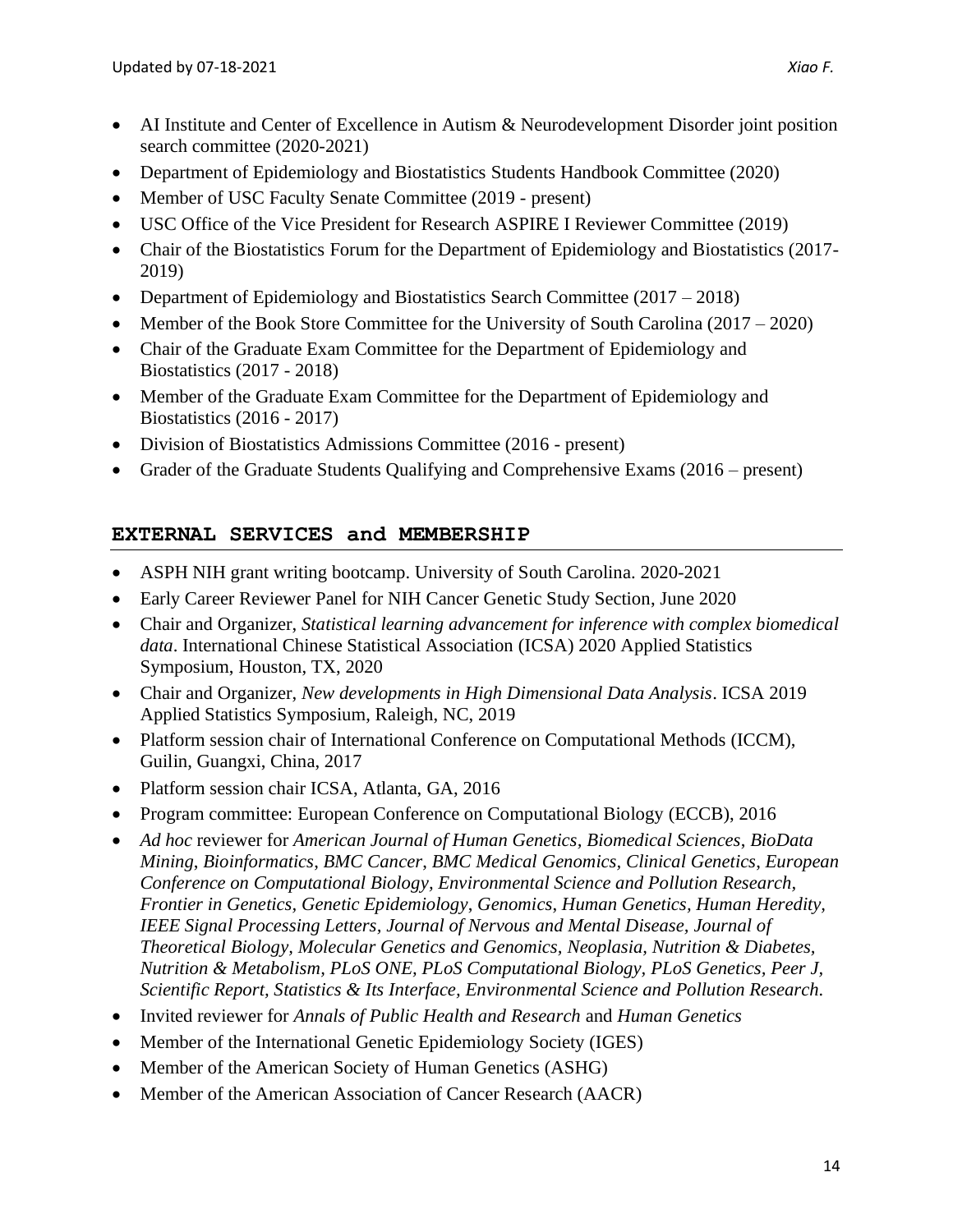- AI Institute and Center of Excellence in Autism & Neurodevelopment Disorder joint position search committee (2020-2021)
- Department of Epidemiology and Biostatistics Students Handbook Committee (2020)
- Member of USC Faculty Senate Committee (2019 - present)
- USC Office of the Vice President for Research ASPIRE I Reviewer Committee (2019)
- Chair of the Biostatistics Forum for the Department of Epidemiology and Biostatistics (2017-2019)
- Department of Epidemiology and Biostatistics Search Committee (2017 – 2018)
- Member of the Book Store Committee for the University of South Carolina (2017 – 2020)
- Chair of the Graduate Exam Committee for the Department of Epidemiology and Biostatistics (2017 - 2018)
- Member of the Graduate Exam Committee for the Department of Epidemiology and Biostatistics (2016 - 2017)
- Division of Biostatistics Admissions Committee (2016 - present)
- Grader of the Graduate Students Qualifying and Comprehensive Exams (2016 – present)

## EXTERNAL SERVICES and MEMBERSHIP

- ASPH NIH grant writing bootcamp. University of South Carolina. 2020-2021
- Early Career Reviewer Panel for NIH Cancer Genetic Study Section, June 2020
- Chair and Organizer, *Statistical learning advancement for inference with complex biomedical data*. International Chinese Statistical Association (ICSA) 2020 Applied Statistics Symposium, Houston, TX, 2020
- Chair and Organizer, *New developments in High Dimensional Data Analysis*. ICSA 2019 Applied Statistics Symposium, Raleigh, NC, 2019
- Platform session chair of International Conference on Computational Methods (ICCM), Guilin, Guangxi, China, 2017
- Platform session chair ICSA, Atlanta, GA, 2016
- Program committee: European Conference on Computational Biology (ECCB), 2016
- *Ad hoc* reviewer for *American Journal of Human Genetics*, *Biomedical Sciences*, *BioData Mining*, *Bioinformatics*, *BMC Cancer*, *BMC Medical Genomics*, *Clinical Genetics*, *European Conference on Computational Biology, Environmental Science and Pollution Research, Frontier in Genetics, Genetic Epidemiology, Genomics, Human Genetics, Human Heredity, IEEE Signal Processing Letters, Journal of Nervous and Mental Disease, Journal of Theoretical Biology, Molecular Genetics and Genomics, Neoplasia, Nutrition & Diabetes, Nutrition & Metabolism, PLoS ONE, PLoS Computational Biology, PLoS Genetics, Peer J, Scientific Report, Statistics & Its Interface, Environmental Science and Pollution Research.*
- Invited reviewer for *Annals of Public Health and Research* and *Human Genetics*
- Member of the International Genetic Epidemiology Society (IGES)
- Member of the American Society of Human Genetics (ASHG)
- Member of the American Association of Cancer Research (AACR)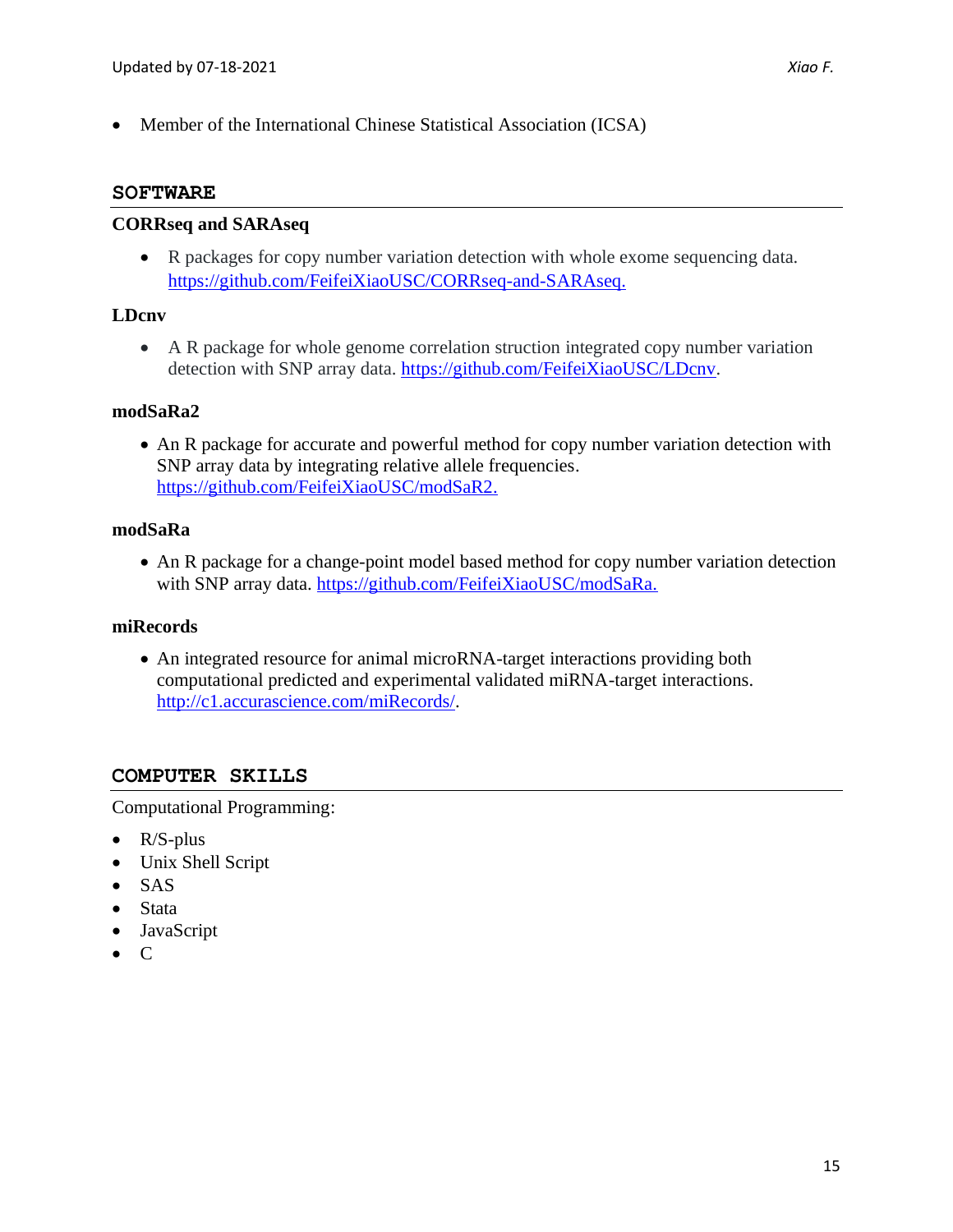- Member of the International Chinese Statistical Association (ICSA)

## SOFTWARE

### CORRseq and SARAseq

- R packages for copy number variation detection with whole exome sequencing data. https://github.com/FeifeiXiaoUSC/CORRseq-and-SARAseq.

### LDcnv

- A R package for whole genome correlation struction integrated copy number variation detection with SNP array data. https://github.com/FeifeiXiaoUSC/LDcnv.

### modSaRa2

- An R package for accurate and powerful method for copy number variation detection with SNP array data by integrating relative allele frequencies. https://github.com/FeifeiXiaoUSC/modSaR2.

### modSaRa

- An R package for a change-point model based method for copy number variation detection with SNP array data. https://github.com/FeifeiXiaoUSC/modSaRa.

### miRecords

- An integrated resource for animal microRNA-target interactions providing both computational predicted and experimental validated miRNA-target interactions. http://c1.accurascience.com/miRecords/.

## COMPUTER SKILLS

Computational Programming:

- R/S-plus
- Unix Shell Script
- SAS
- Stata
- JavaScript
- C